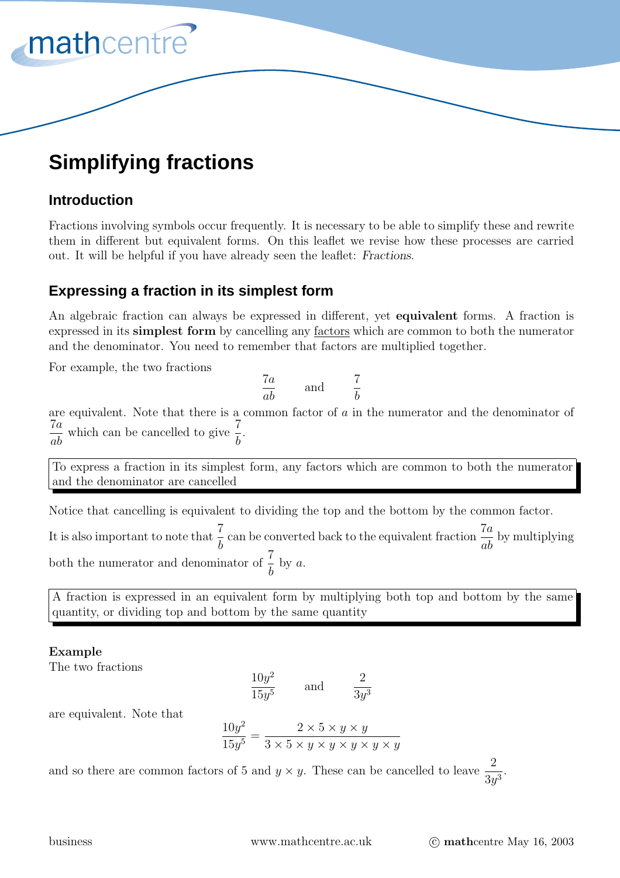# Simplifying fractions

## Introduction

Fractions involving symbols occur frequently. It is necessary to be able to simplify these and rewrite them in different but equivalent forms. On this leaflet we revise how these processes are carried out. It will be helpful if you have already seen the leaflet: *Fractions*.

## Expressing a fraction in its simplest form

An algebraic fraction can always be expressed in different, yet **equivalent** forms. A fraction is expressed in its **simplest form** by cancelling any factors which are common to both the numerator and the denominator. You need to remember that factors are multiplied together.

For example, the two fractions

$$\frac{7a}{ab} \qquad \text{and} \qquad \frac{7}{b}$$

are equivalent. Note that there is a common factor of $a$ in the numerator and the denominator of $\frac{7a}{ab}$ which can be cancelled to give $\frac{7}{b}$.

> To express a fraction in its simplest form, any factors which are common to both the numerator and the denominator are cancelled

Notice that cancelling is equivalent to dividing the top and the bottom by the common factor.

It is also important to note that $\frac{7}{b}$ can be converted back to the equivalent fraction $\frac{7a}{ab}$ by multiplying both the numerator and denominator of $\frac{7}{b}$ by $a$.

> A fraction is expressed in an equivalent form by multiplying both top and bottom by the same quantity, or dividing top and bottom by the same quantity

**Example**

The two fractions

$$\frac{10y^2}{15y^5} \qquad \text{and} \qquad \frac{2}{3y^3}$$

are equivalent. Note that

$$\frac{10y^2}{15y^5} = \frac{2 \times 5 \times y \times y}{3 \times 5 \times y \times y \times y \times y \times y}$$

and so there are common factors of 5 and $y \times y$. These can be cancelled to leave $\frac{2}{3y^3}$.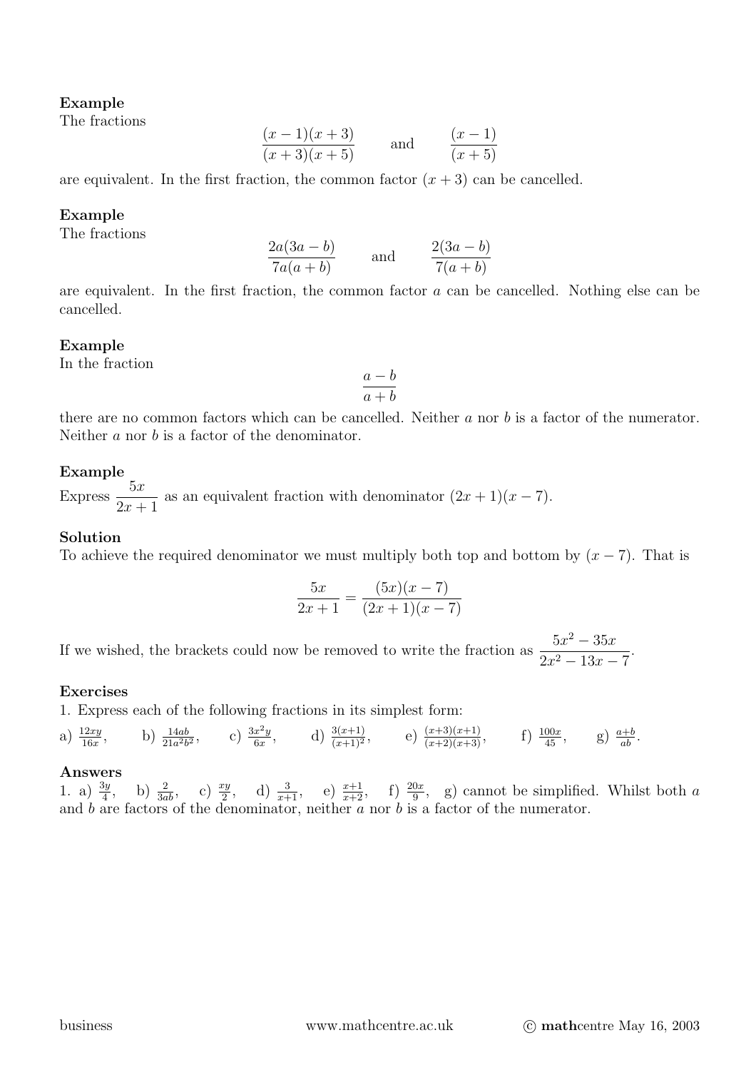**Example**

The fractions

$$\frac{(x-1)(x+3)}{(x+3)(x+5)} \qquad \text{and} \qquad \frac{(x-1)}{(x+5)}$$

are equivalent. In the first fraction, the common factor $(x+3)$ can be cancelled.

**Example**

The fractions

$$\frac{2a(3a-b)}{7a(a+b)} \qquad \text{and} \qquad \frac{2(3a-b)}{7(a+b)}$$

are equivalent. In the first fraction, the common factor $a$ can be cancelled. Nothing else can be cancelled.

**Example**

In the fraction

$$\frac{a-b}{a+b}$$

there are no common factors which can be cancelled. Neither $a$ nor $b$ is a factor of the numerator. Neither $a$ nor $b$ is a factor of the denominator.

**Example**

Express $\dfrac{5x}{2x+1}$ as an equivalent fraction with denominator $(2x+1)(x-7)$.

**Solution**

To achieve the required denominator we must multiply both top and bottom by $(x-7)$. That is

$$\frac{5x}{2x+1} = \frac{(5x)(x-7)}{(2x+1)(x-7)}$$

If we wished, the brackets could now be removed to write the fraction as $\dfrac{5x^2-35x}{2x^2-13x-7}$.

**Exercises**

1. Express each of the following fractions in its simplest form:

a) $\frac{12xy}{16x}$, b) $\frac{14ab}{21a^2b^2}$, c) $\frac{3x^2y}{6x}$, d) $\frac{3(x+1)}{(x+1)^2}$, e) $\frac{(x+3)(x+1)}{(x+2)(x+3)}$, f) $\frac{100x}{45}$, g) $\frac{a+b}{ab}$.

**Answers**

1. a) $\frac{3y}{4}$, b) $\frac{2}{3ab}$, c) $\frac{xy}{2}$, d) $\frac{3}{x+1}$, e) $\frac{x+1}{x+2}$, f) $\frac{20x}{9}$, g) cannot be simplified. Whilst both $a$ and $b$ are factors of the denominator, neither $a$ nor $b$ is a factor of the numerator.